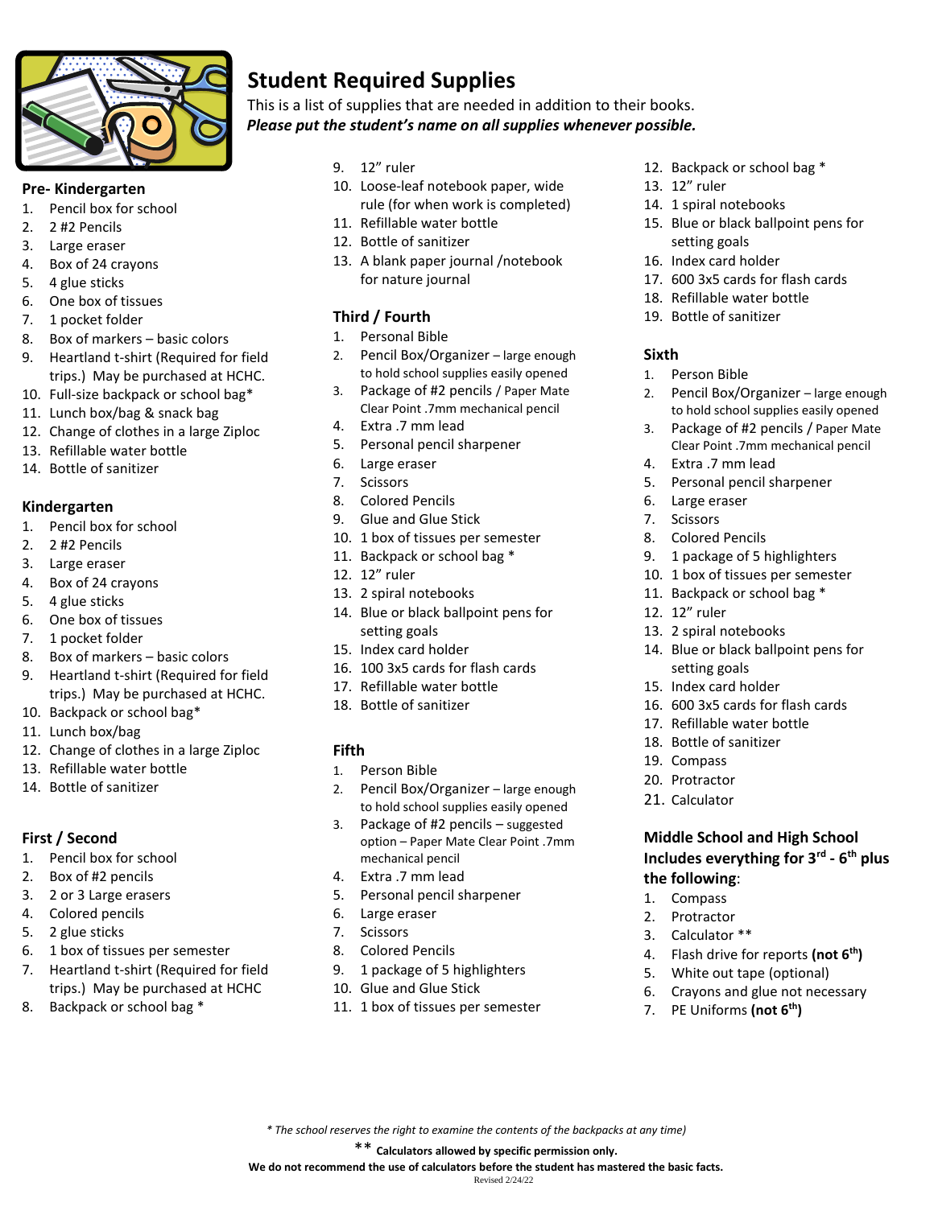# Student Required Supplies

This is a list of supplies that are needed in addition to their books.
***Please put the student's name on all supplies whenever possible.***

## Pre- Kindergarten

1. Pencil box for school
2. 2 #2 Pencils
3. Large eraser
4. Box of 24 crayons
5. 4 glue sticks
6. One box of tissues
7. 1 pocket folder
8. Box of markers – basic colors
9. Heartland t-shirt (Required for field trips.) May be purchased at HCHC.
10. Full-size backpack or school bag*
11. Lunch box/bag & snack bag
12. Change of clothes in a large Ziploc
13. Refillable water bottle
14. Bottle of sanitizer

## Kindergarten

1. Pencil box for school
2. 2 #2 Pencils
3. Large eraser
4. Box of 24 crayons
5. 4 glue sticks
6. One box of tissues
7. 1 pocket folder
8. Box of markers – basic colors
9. Heartland t-shirt (Required for field trips.) May be purchased at HCHC.
10. Backpack or school bag*
11. Lunch box/bag
12. Change of clothes in a large Ziploc
13. Refillable water bottle
14. Bottle of sanitizer

## First / Second

1. Pencil box for school
2. Box of #2 pencils
3. 2 or 3 Large erasers
4. Colored pencils
5. 2 glue sticks
6. 1 box of tissues per semester
7. Heartland t-shirt (Required for field trips.) May be purchased at HCHC
8. Backpack or school bag *
9. 12" ruler
10. Loose-leaf notebook paper, wide rule (for when work is completed)
11. Refillable water bottle
12. Bottle of sanitizer
13. A blank paper journal /notebook for nature journal

## Third / Fourth

1. Personal Bible
2. Pencil Box/Organizer – large enough to hold school supplies easily opened
3. Package of #2 pencils / Paper Mate Clear Point .7mm mechanical pencil
4. Extra .7 mm lead
5. Personal pencil sharpener
6. Large eraser
7. Scissors
8. Colored Pencils
9. Glue and Glue Stick
10. 1 box of tissues per semester
11. Backpack or school bag *
12. 12" ruler
13. 2 spiral notebooks
14. Blue or black ballpoint pens for setting goals
15. Index card holder
16. 100 3x5 cards for flash cards
17. Refillable water bottle
18. Bottle of sanitizer

## Fifth

1. Person Bible
2. Pencil Box/Organizer – large enough to hold school supplies easily opened
3. Package of #2 pencils – suggested option – Paper Mate Clear Point .7mm mechanical pencil
4. Extra .7 mm lead
5. Personal pencil sharpener
6. Large eraser
7. Scissors
8. Colored Pencils
9. 1 package of 5 highlighters
10. Glue and Glue Stick
11. 1 box of tissues per semester
12. Backpack or school bag *
13. 12" ruler
14. 1 spiral notebooks
15. Blue or black ballpoint pens for setting goals
16. Index card holder
17. 600 3x5 cards for flash cards
18. Refillable water bottle
19. Bottle of sanitizer

## Sixth

1. Person Bible
2. Pencil Box/Organizer – large enough to hold school supplies easily opened
3. Package of #2 pencils / Paper Mate Clear Point .7mm mechanical pencil
4. Extra .7 mm lead
5. Personal pencil sharpener
6. Large eraser
7. Scissors
8. Colored Pencils
9. 1 package of 5 highlighters
10. 1 box of tissues per semester
11. Backpack or school bag *
12. 12" ruler
13. 2 spiral notebooks
14. Blue or black ballpoint pens for setting goals
15. Index card holder
16. 600 3x5 cards for flash cards
17. Refillable water bottle
18. Bottle of sanitizer
19. Compass
20. Protractor
21. Calculator

## Middle School and High School Includes everything for 3rd - 6th plus the following:

1. Compass
2. Protractor
3. Calculator **
4. Flash drive for reports **(not 6th)**
5. White out tape (optional)
6. Crayons and glue not necessary
7. PE Uniforms **(not 6th)**

*\* The school reserves the right to examine the contents of the backpacks at any time)*

** **Calculators allowed by specific permission only.**

**We do not recommend the use of calculators before the student has mastered the basic facts.**

Revised 2/24/22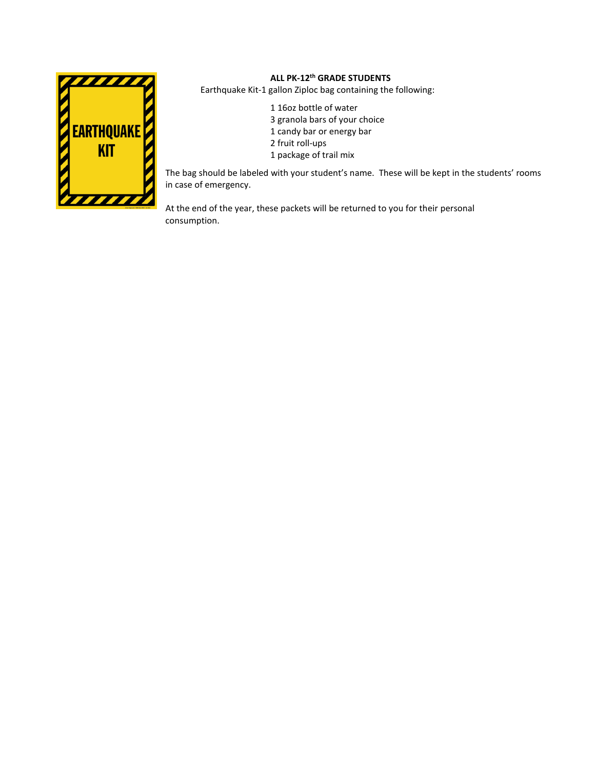**ALL PK-12th GRADE STUDENTS**

Earthquake Kit-1 gallon Ziploc bag containing the following:

1 16oz bottle of water
3 granola bars of your choice
1 candy bar or energy bar
2 fruit roll-ups
1 package of trail mix

The bag should be labeled with your student's name. These will be kept in the students' rooms in case of emergency.

At the end of the year, these packets will be returned to you for their personal consumption.